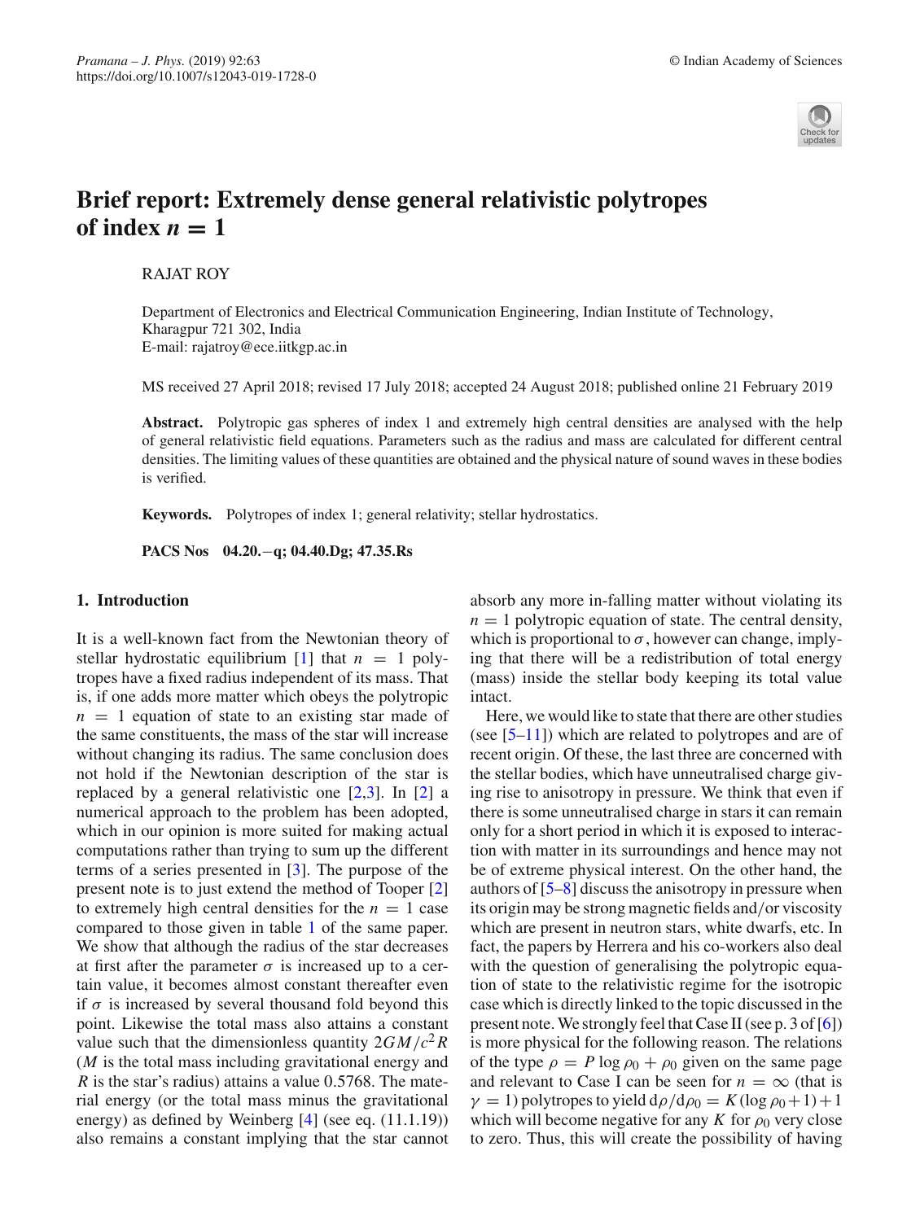# Brief report: Extremely dense general relativistic polytropes of index $n = 1$

RAJAT ROY

Department of Electronics and Electrical Communication Engineering, Indian Institute of Technology, Kharagpur 721 302, India
E-mail: rajatroy@ece.iitkgp.ac.in

MS received 27 April 2018; revised 17 July 2018; accepted 24 August 2018; published online 21 February 2019

**Abstract.** Polytropic gas spheres of index 1 and extremely high central densities are analysed with the help of general relativistic field equations. Parameters such as the radius and mass are calculated for different central densities. The limiting values of these quantities are obtained and the physical nature of sound waves in these bodies is verified.

**Keywords.** Polytropes of index 1; general relativity; stellar hydrostatics.

**PACS Nos** 04.20.−q; 04.40.Dg; 47.35.Rs

## 1. Introduction

It is a well-known fact from the Newtonian theory of stellar hydrostatic equilibrium [1] that $n = 1$ polytropes have a fixed radius independent of its mass. That is, if one adds more matter which obeys the polytropic $n = 1$ equation of state to an existing star made of the same constituents, the mass of the star will increase without changing its radius. The same conclusion does not hold if the Newtonian description of the star is replaced by a general relativistic one [2,3]. In [2] a numerical approach to the problem has been adopted, which in our opinion is more suited for making actual computations rather than trying to sum up the different terms of a series presented in [3]. The purpose of the present note is to just extend the method of Tooper [2] to extremely high central densities for the $n = 1$ case compared to those given in table 1 of the same paper. We show that although the radius of the star decreases at first after the parameter $\sigma$ is increased up to a certain value, it becomes almost constant thereafter even if $\sigma$ is increased by several thousand fold beyond this point. Likewise the total mass also attains a constant value such that the dimensionless quantity $2GM/c^2R$ ($M$ is the total mass including gravitational energy and $R$ is the star's radius) attains a value 0.5768. The material energy (or the total mass minus the gravitational energy) as defined by Weinberg [4] (see eq. (11.1.19)) also remains a constant implying that the star cannot absorb any more in-falling matter without violating its $n = 1$ polytropic equation of state. The central density, which is proportional to $\sigma$, however can change, implying that there will be a redistribution of total energy (mass) inside the stellar body keeping its total value intact.

Here, we would like to state that there are other studies (see [5–11]) which are related to polytropes and are of recent origin. Of these, the last three are concerned with the stellar bodies, which have unneutralised charge giving rise to anisotropy in pressure. We think that even if there is some unneutralised charge in stars it can remain only for a short period in which it is exposed to interaction with matter in its surroundings and hence may not be of extreme physical interest. On the other hand, the authors of [5–8] discuss the anisotropy in pressure when its origin may be strong magnetic fields and/or viscosity which are present in neutron stars, white dwarfs, etc. In fact, the papers by Herrera and his co-workers also deal with the question of generalising the polytropic equation of state to the relativistic regime for the isotropic case which is directly linked to the topic discussed in the present note. We strongly feel that Case II (see p. 3 of [6]) is more physical for the following reason. The relations of the type $\rho = P \log \rho_0 + \rho_0$ given on the same page and relevant to Case I can be seen for $n = \infty$ (that is $\gamma = 1$) polytropes to yield $\mathrm{d}\rho/\mathrm{d}\rho_0 = K(\log \rho_0 + 1) + 1$ which will become negative for any $K$ for $\rho_0$ very close to zero. Thus, this will create the possibility of having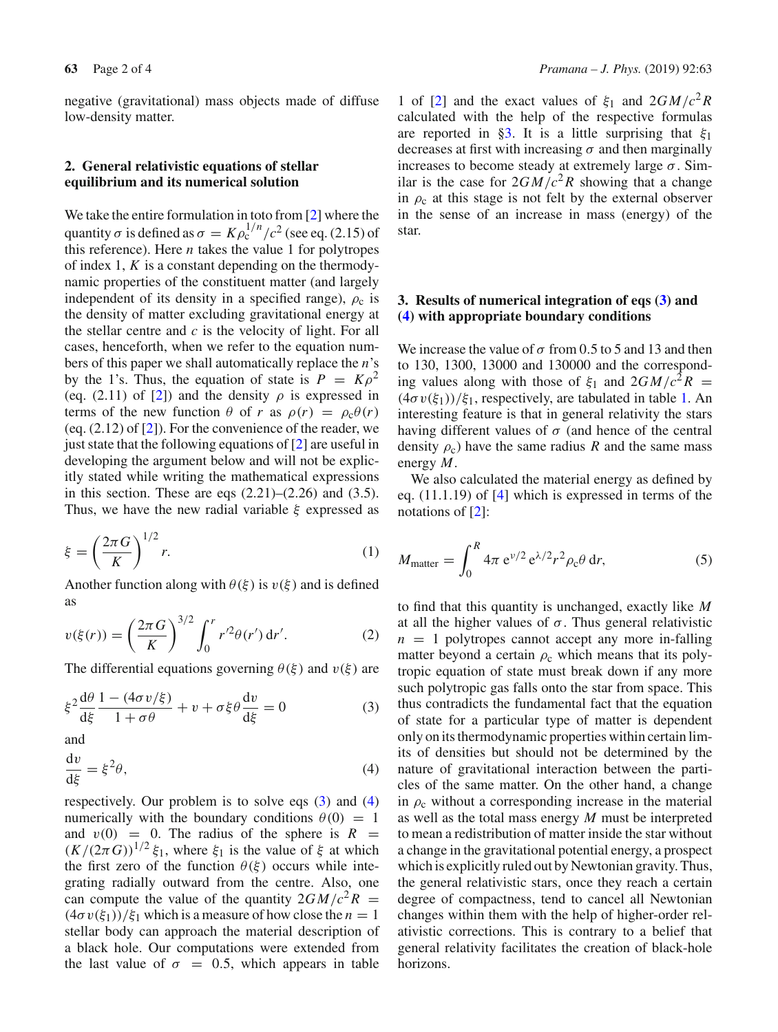negative (gravitational) mass objects made of diffuse low-density matter.

## 2. General relativistic equations of stellar equilibrium and its numerical solution

We take the entire formulation in toto from [2] where the quantity $\sigma$ is defined as $\sigma = K\rho_c^{1/n}/c^2$ (see eq. (2.15) of this reference). Here $n$ takes the value 1 for polytropes of index 1, $K$ is a constant depending on the thermodynamic properties of the constituent matter (and largely independent of its density in a specified range), $\rho_c$ is the density of matter excluding gravitational energy at the stellar centre and $c$ is the velocity of light. For all cases, henceforth, when we refer to the equation numbers of this paper we shall automatically replace the $n$'s by the 1's. Thus, the equation of state is $P = K\rho^2$ (eq. (2.11) of [2]) and the density $\rho$ is expressed in terms of the new function $\theta$ of $r$ as $\rho(r) = \rho_c\theta(r)$ (eq. (2.12) of [2]). For the convenience of the reader, we just state that the following equations of [2] are useful in developing the argument below and will not be explicitly stated while writing the mathematical expressions in this section. These are eqs (2.21)–(2.26) and (3.5). Thus, we have the new radial variable $\xi$ expressed as

$$\xi = \left(\frac{2\pi G}{K}\right)^{1/2} r. \tag{1}$$

Another function along with $\theta(\xi)$ is $v(\xi)$ and is defined as

$$v(\xi(r)) = \left(\frac{2\pi G}{K}\right)^{3/2} \int_0^r r'^2\theta(r')\,\mathrm{d}r'. \tag{2}$$

The differential equations governing $\theta(\xi)$ and $v(\xi)$ are

$$\xi^2 \frac{\mathrm{d}\theta}{\mathrm{d}\xi} \frac{1-(4\sigma v/\xi)}{1+\sigma\theta} + v + \sigma\xi\theta\frac{\mathrm{d}v}{\mathrm{d}\xi} = 0 \tag{3}$$

and

$$\frac{\mathrm{d}v}{\mathrm{d}\xi} = \xi^2\theta, \tag{4}$$

respectively. Our problem is to solve eqs (3) and (4) numerically with the boundary conditions $\theta(0) = 1$ and $v(0) = 0$. The radius of the sphere is $R = (K/(2\pi G))^{1/2}\xi_1$, where $\xi_1$ is the value of $\xi$ at which the first zero of the function $\theta(\xi)$ occurs while integrating radially outward from the centre. Also, one can compute the value of the quantity $2GM/c^2R = (4\sigma v(\xi_1))/\xi_1$ which is a measure of how close the $n = 1$ stellar body can approach the material description of a black hole. Our computations were extended from the last value of $\sigma = 0.5$, which appears in table 1 of [2] and the exact values of $\xi_1$ and $2GM/c^2R$ calculated with the help of the respective formulas are reported in §3. It is a little surprising that $\xi_1$ decreases at first with increasing $\sigma$ and then marginally increases to become steady at extremely large $\sigma$. Similar is the case for $2GM/c^2R$ showing that a change in $\rho_c$ at this stage is not felt by the external observer in the sense of an increase in mass (energy) of the star.

## 3. Results of numerical integration of eqs (3) and (4) with appropriate boundary conditions

We increase the value of $\sigma$ from 0.5 to 5 and 13 and then to 130, 1300, 13000 and 130000 and the corresponding values along with those of $\xi_1$ and $2GM/c^2R = (4\sigma v(\xi_1))/\xi_1$, respectively, are tabulated in table 1. An interesting feature is that in general relativity the stars having different values of $\sigma$ (and hence of the central density $\rho_c$) have the same radius $R$ and the same mass energy $M$.

We also calculated the material energy as defined by eq. (11.1.19) of [4] which is expressed in terms of the notations of [2]:

$$M_{\text{matter}} = \int_0^R 4\pi\, \mathrm{e}^{\nu/2}\, \mathrm{e}^{\lambda/2} r^2 \rho_c\theta\, \mathrm{d}r, \tag{5}$$

to find that this quantity is unchanged, exactly like $M$ at all the higher values of $\sigma$. Thus general relativistic $n = 1$ polytropes cannot accept any more in-falling matter beyond a certain $\rho_c$ which means that its polytropic equation of state must break down if any more such polytropic gas falls onto the star from space. This thus contradicts the fundamental fact that the equation of state for a particular type of matter is dependent only on its thermodynamic properties within certain limits of densities but should not be determined by the nature of gravitational interaction between the particles of the same matter. On the other hand, a change in $\rho_c$ without a corresponding increase in the material as well as the total mass energy $M$ must be interpreted to mean a redistribution of matter inside the star without a change in the gravitational potential energy, a prospect which is explicitly ruled out by Newtonian gravity. Thus, the general relativistic stars, once they reach a certain degree of compactness, tend to cancel all Newtonian changes within them with the help of higher-order relativistic corrections. This is contrary to a belief that general relativity facilitates the creation of black-hole horizons.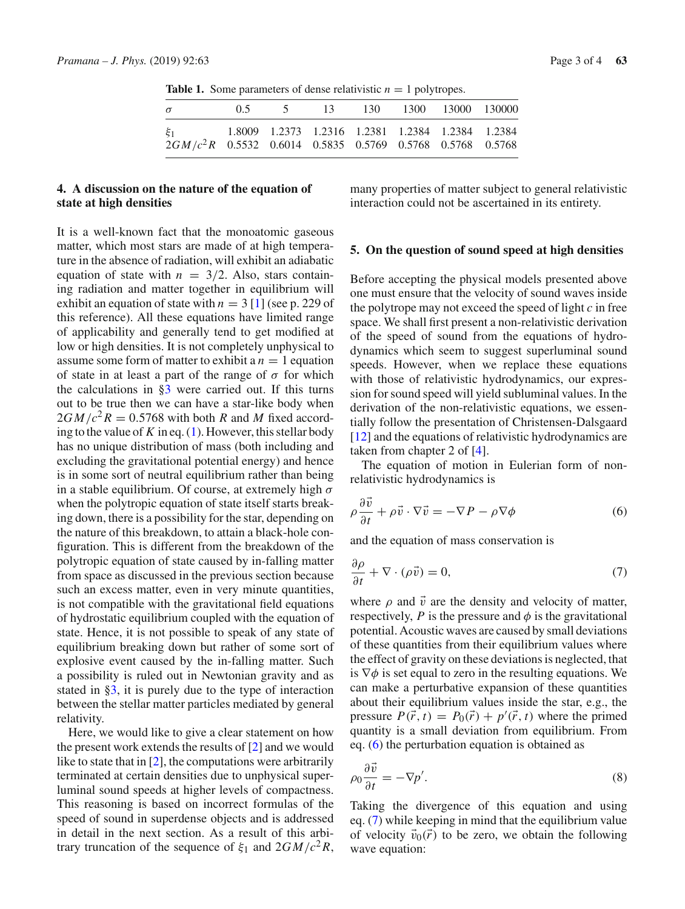**Table 1.** Some parameters of dense relativistic $n = 1$ polytropes.

| $\sigma$ | 0.5 | 5 | 13 | 130 | 1300 | 13000 | 130000 |
|---|---|---|---|---|---|---|---|
| $\xi_1$ | 1.8009 | 1.2373 | 1.2316 | 1.2381 | 1.2384 | 1.2384 | 1.2384 |
| $2GM/c^2R$ | 0.5532 | 0.6014 | 0.5835 | 0.5769 | 0.5768 | 0.5768 | 0.5768 |

## 4. A discussion on the nature of the equation of state at high densities

It is a well-known fact that the monoatomic gaseous matter, which most stars are made of at high temperature in the absence of radiation, will exhibit an adiabatic equation of state with $n = 3/2$. Also, stars containing radiation and matter together in equilibrium will exhibit an equation of state with $n = 3$ [1] (see p. 229 of this reference). All these equations have limited range of applicability and generally tend to get modified at low or high densities. It is not completely unphysical to assume some form of matter to exhibit a $n = 1$ equation of state in at least a part of the range of $\sigma$ for which the calculations in §3 were carried out. If this turns out to be true then we can have a star-like body when $2GM/c^2R = 0.5768$ with both $R$ and $M$ fixed according to the value of $K$ in eq. (1). However, this stellar body has no unique distribution of mass (both including and excluding the gravitational potential energy) and hence is in some sort of neutral equilibrium rather than being in a stable equilibrium. Of course, at extremely high $\sigma$ when the polytropic equation of state itself starts breaking down, there is a possibility for the star, depending on the nature of this breakdown, to attain a black-hole configuration. This is different from the breakdown of the polytropic equation of state caused by in-falling matter from space as discussed in the previous section because such an excess matter, even in very minute quantities, is not compatible with the gravitational field equations of hydrostatic equilibrium coupled with the equation of state. Hence, it is not possible to speak of any state of equilibrium breaking down but rather of some sort of explosive event caused by the in-falling matter. Such a possibility is ruled out in Newtonian gravity and as stated in §3, it is purely due to the type of interaction between the stellar matter particles mediated by general relativity.

Here, we would like to give a clear statement on how the present work extends the results of [2] and we would like to state that in [2], the computations were arbitrarily terminated at certain densities due to unphysical superluminal sound speeds at higher levels of compactness. This reasoning is based on incorrect formulas of the speed of sound in superdense objects and is addressed in detail in the next section. As a result of this arbitrary truncation of the sequence of $\xi_1$ and $2GM/c^2R$, many properties of matter subject to general relativistic interaction could not be ascertained in its entirety.

## 5. On the question of sound speed at high densities

Before accepting the physical models presented above one must ensure that the velocity of sound waves inside the polytrope may not exceed the speed of light $c$ in free space. We shall first present a non-relativistic derivation of the speed of sound from the equations of hydrodynamics which seem to suggest superluminal sound speeds. However, when we replace these equations with those of relativistic hydrodynamics, our expression for sound speed will yield subluminal values. In the derivation of the non-relativistic equations, we essentially follow the presentation of Christensen-Dalsgaard [12] and the equations of relativistic hydrodynamics are taken from chapter 2 of [4].

The equation of motion in Eulerian form of non-relativistic hydrodynamics is

$$\rho \frac{\partial \vec{v}}{\partial t} + \rho \vec{v} \cdot \nabla \vec{v} = -\nabla P - \rho \nabla \phi \tag{6}$$

and the equation of mass conservation is

$$\frac{\partial \rho}{\partial t} + \nabla \cdot (\rho \vec{v}) = 0, \tag{7}$$

where $\rho$ and $\vec{v}$ are the density and velocity of matter, respectively, $P$ is the pressure and $\phi$ is the gravitational potential. Acoustic waves are caused by small deviations of these quantities from their equilibrium values where the effect of gravity on these deviations is neglected, that is $\nabla\phi$ is set equal to zero in the resulting equations. We can make a perturbative expansion of these quantities about their equilibrium values inside the star, e.g., the pressure $P(\vec{r}, t) = P_0(\vec{r}) + p'(\vec{r}, t)$ where the primed quantity is a small deviation from equilibrium. From eq. (6) the perturbation equation is obtained as

$$\rho_0 \frac{\partial \vec{v}}{\partial t} = -\nabla p'. \tag{8}$$

Taking the divergence of this equation and using eq. (7) while keeping in mind that the equilibrium value of velocity $\vec{v}_0(\vec{r})$ to be zero, we obtain the following wave equation: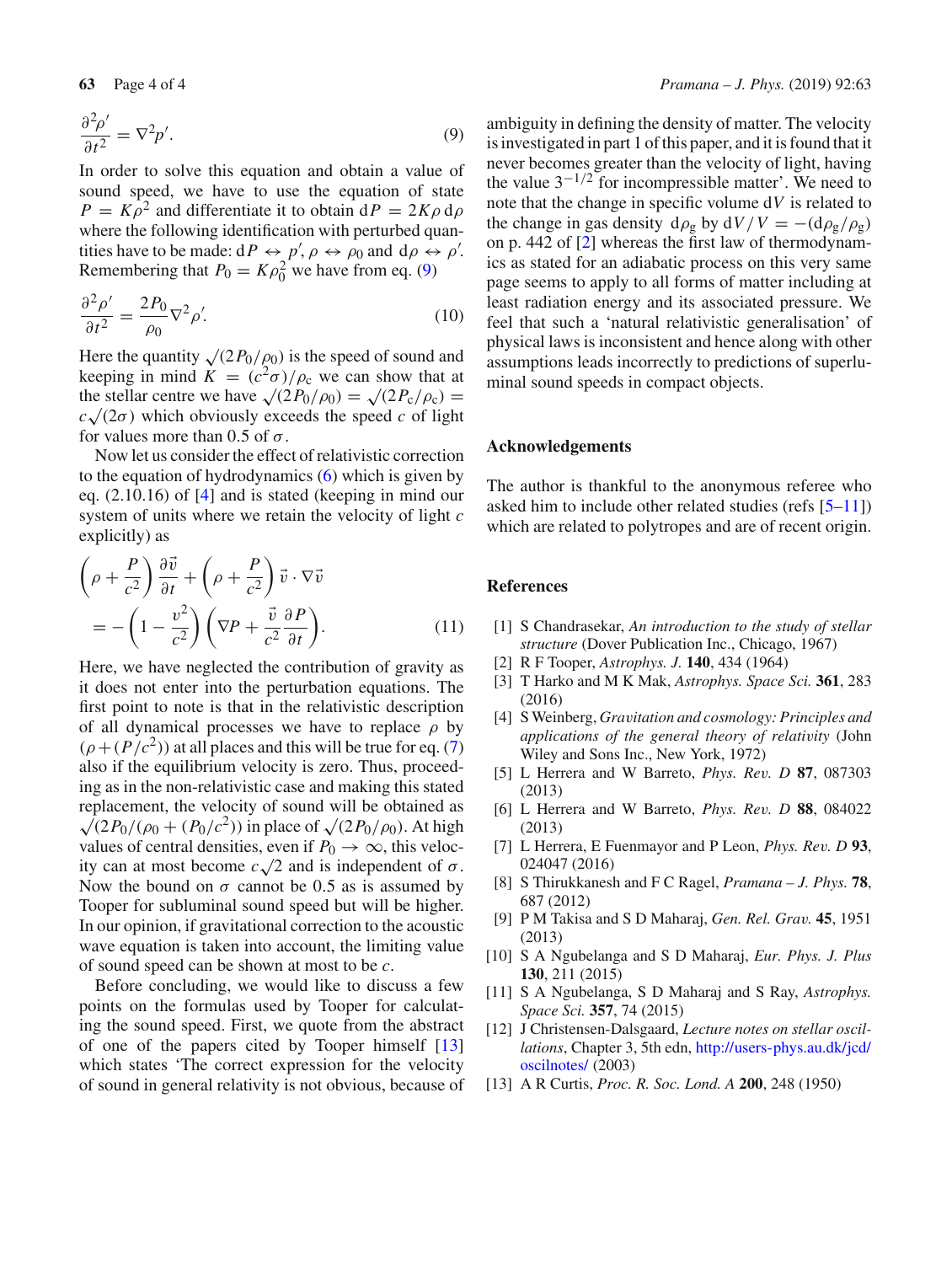$$\frac{\partial^2 \rho'}{\partial t^2} = \nabla^2 p'. \tag{9}$$

In order to solve this equation and obtain a value of sound speed, we have to use the equation of state $P = K\rho^2$ and differentiate it to obtain $\mathrm{d}P = 2K\rho\,\mathrm{d}\rho$ where the following identification with perturbed quantities have to be made: $\mathrm{d}P \leftrightarrow p'$, $\rho \leftrightarrow \rho_0$ and $\mathrm{d}\rho \leftrightarrow \rho'$. Remembering that $P_0 = K\rho_0^2$ we have from eq. (9)

$$\frac{\partial^2 \rho'}{\partial t^2} = \frac{2P_0}{\rho_0}\nabla^2 \rho'. \tag{10}$$

Here the quantity $\sqrt{(2P_0/\rho_0)}$ is the speed of sound and keeping in mind $K = (c^2\sigma)/\rho_c$ we can show that at the stellar centre we have $\sqrt{(2P_0/\rho_0)} = \sqrt{(2P_c/\rho_c)} = c\sqrt{(2\sigma)}$ which obviously exceeds the speed $c$ of light for values more than 0.5 of $\sigma$.

Now let us consider the effect of relativistic correction to the equation of hydrodynamics (6) which is given by eq. (2.10.16) of [4] and is stated (keeping in mind our system of units where we retain the velocity of light $c$ explicitly) as

$$\left(\rho + \frac{P}{c^2}\right)\frac{\partial \vec{v}}{\partial t} + \left(\rho + \frac{P}{c^2}\right)\vec{v}\cdot\nabla\vec{v}$$
$$= -\left(1 - \frac{v^2}{c^2}\right)\left(\nabla P + \frac{\vec{v}}{c^2}\frac{\partial P}{\partial t}\right). \tag{11}$$

Here, we have neglected the contribution of gravity as it does not enter into the perturbation equations. The first point to note is that in the relativistic description of all dynamical processes we have to replace $\rho$ by $(\rho + (P/c^2))$ at all places and this will be true for eq. (7) also if the equilibrium velocity is zero. Thus, proceeding as in the non-relativistic case and making this stated replacement, the velocity of sound will be obtained as $\sqrt{(2P_0/(\rho_0 + (P_0/c^2))}$ in place of $\sqrt{(2P_0/\rho_0)}$. At high values of central densities, even if $P_0 \to \infty$, this velocity can at most become $c\sqrt{2}$ and is independent of $\sigma$. Now the bound on $\sigma$ cannot be 0.5 as is assumed by Tooper for subluminal sound speed but will be higher. In our opinion, if gravitational correction to the acoustic wave equation is taken into account, the limiting value of sound speed can be shown at most to be $c$.

Before concluding, we would like to discuss a few points on the formulas used by Tooper for calculating the sound speed. First, we quote from the abstract of one of the papers cited by Tooper himself [13] which states 'The correct expression for the velocity of sound in general relativity is not obvious, because of ambiguity in defining the density of matter. The velocity is investigated in part 1 of this paper, and it is found that it never becomes greater than the velocity of light, having the value $3^{-1/2}$ for incompressible matter'. We need to note that the change in specific volume $\mathrm{d}V$ is related to the change in gas density $\mathrm{d}\rho_g$ by $\mathrm{d}V/V = -(\mathrm{d}\rho_g/\rho_g)$ on p. 442 of [2] whereas the first law of thermodynamics as stated for an adiabatic process on this very same page seems to apply to all forms of matter including at least radiation energy and its associated pressure. We feel that such a 'natural relativistic generalisation' of physical laws is inconsistent and hence along with other assumptions leads incorrectly to predictions of superluminal sound speeds in compact objects.

## Acknowledgements

The author is thankful to the anonymous referee who asked him to include other related studies (refs [5–11]) which are related to polytropes and are of recent origin.

## References

[1] S Chandrasekar, *An introduction to the study of stellar structure* (Dover Publication Inc., Chicago, 1967)

[2] R F Tooper, *Astrophys. J.* **140**, 434 (1964)

[3] T Harko and M K Mak, *Astrophys. Space Sci.* **361**, 283 (2016)

[4] S Weinberg, *Gravitation and cosmology: Principles and applications of the general theory of relativity* (John Wiley and Sons Inc., New York, 1972)

[5] L Herrera and W Barreto, *Phys. Rev. D* **87**, 087303 (2013)

[6] L Herrera and W Barreto, *Phys. Rev. D* **88**, 084022 (2013)

[7] L Herrera, E Fuenmayor and P Leon, *Phys. Rev. D* **93**, 024047 (2016)

[8] S Thirukkanesh and F C Ragel, *Pramana – J. Phys.* **78**, 687 (2012)

[9] P M Takisa and S D Maharaj, *Gen. Rel. Grav.* **45**, 1951 (2013)

[10] S A Ngubelanga and S D Maharaj, *Eur. Phys. J. Plus* **130**, 211 (2015)

[11] S A Ngubelanga, S D Maharaj and S Ray, *Astrophys. Space Sci.* **357**, 74 (2015)

[12] J Christensen-Dalsgaard, *Lecture notes on stellar oscillations*, Chapter 3, 5th edn, http://users-phys.au.dk/jcd/oscilnotes/ (2003)

[13] A R Curtis, *Proc. R. Soc. Lond. A* **200**, 248 (1950)